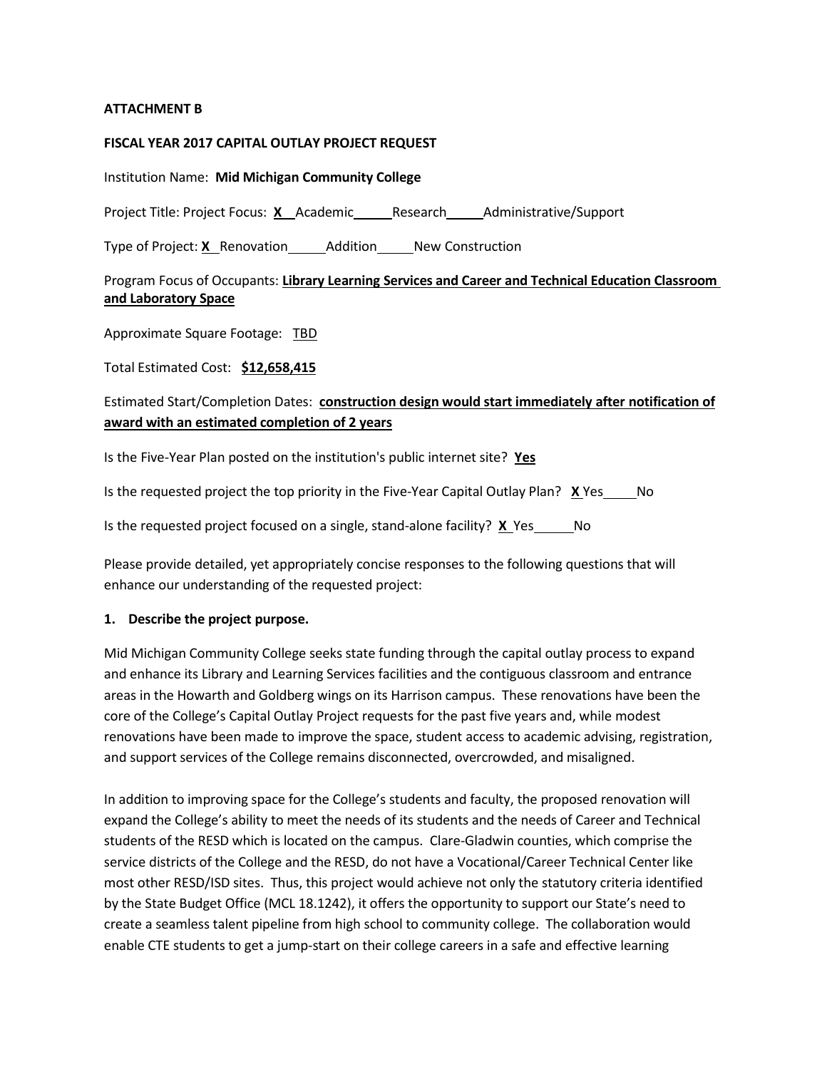**ATTACHMENT B**

**FISCAL YEAR 2017 CAPITAL OUTLAY PROJECT REQUEST**

Institution Name: **Mid Michigan Community College**

Project Title: Project Focus: **X** Academic\_\_\_\_\_ Research\_\_\_\_\_ Administrative/Support

Type of Project: **X** Renovation\_\_\_\_\_ Addition\_\_\_\_\_ New Construction

Program Focus of Occupants: **Library Learning Services and Career and Technical Education Classroom and Laboratory Space**

Approximate Square Footage: TBD

Total Estimated Cost: **$12,658,415**

Estimated Start/Completion Dates: **construction design would start immediately after notification of award with an estimated completion of 2 years**

Is the Five-Year Plan posted on the institution's public internet site? **Yes**

Is the requested project the top priority in the Five-Year Capital Outlay Plan? **X** Yes\_\_\_\_\_ No

Is the requested project focused on a single, stand-alone facility? **X** Yes\_\_\_\_\_ No

Please provide detailed, yet appropriately concise responses to the following questions that will enhance our understanding of the requested project:

**1. Describe the project purpose.**

Mid Michigan Community College seeks state funding through the capital outlay process to expand and enhance its Library and Learning Services facilities and the contiguous classroom and entrance areas in the Howarth and Goldberg wings on its Harrison campus. These renovations have been the core of the College's Capital Outlay Project requests for the past five years and, while modest renovations have been made to improve the space, student access to academic advising, registration, and support services of the College remains disconnected, overcrowded, and misaligned.

In addition to improving space for the College's students and faculty, the proposed renovation will expand the College's ability to meet the needs of its students and the needs of Career and Technical students of the RESD which is located on the campus. Clare-Gladwin counties, which comprise the service districts of the College and the RESD, do not have a Vocational/Career Technical Center like most other RESD/ISD sites. Thus, this project would achieve not only the statutory criteria identified by the State Budget Office (MCL 18.1242), it offers the opportunity to support our State's need to create a seamless talent pipeline from high school to community college. The collaboration would enable CTE students to get a jump-start on their college careers in a safe and effective learning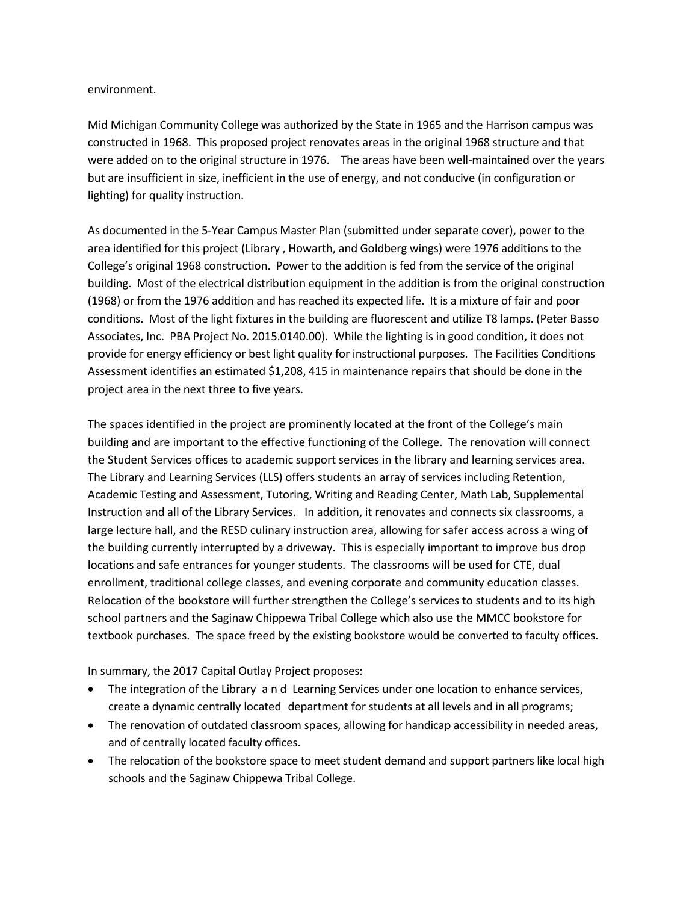environment.

Mid Michigan Community College was authorized by the State in 1965 and the Harrison campus was constructed in 1968. This proposed project renovates areas in the original 1968 structure and that were added on to the original structure in 1976. The areas have been well-maintained over the years but are insufficient in size, inefficient in the use of energy, and not conducive (in configuration or lighting) for quality instruction.

As documented in the 5-Year Campus Master Plan (submitted under separate cover), power to the area identified for this project (Library , Howarth, and Goldberg wings) were 1976 additions to the College's original 1968 construction. Power to the addition is fed from the service of the original building. Most of the electrical distribution equipment in the addition is from the original construction (1968) or from the 1976 addition and has reached its expected life. It is a mixture of fair and poor conditions. Most of the light fixtures in the building are fluorescent and utilize T8 lamps. (Peter Basso Associates, Inc. PBA Project No. 2015.0140.00). While the lighting is in good condition, it does not provide for energy efficiency or best light quality for instructional purposes. The Facilities Conditions Assessment identifies an estimated $1,208, 415 in maintenance repairs that should be done in the project area in the next three to five years.

The spaces identified in the project are prominently located at the front of the College's main building and are important to the effective functioning of the College. The renovation will connect the Student Services offices to academic support services in the library and learning services area. The Library and Learning Services (LLS) offers students an array of services including Retention, Academic Testing and Assessment, Tutoring, Writing and Reading Center, Math Lab, Supplemental Instruction and all of the Library Services. In addition, it renovates and connects six classrooms, a large lecture hall, and the RESD culinary instruction area, allowing for safer access across a wing of the building currently interrupted by a driveway. This is especially important to improve bus drop locations and safe entrances for younger students. The classrooms will be used for CTE, dual enrollment, traditional college classes, and evening corporate and community education classes. Relocation of the bookstore will further strengthen the College's services to students and to its high school partners and the Saginaw Chippewa Tribal College which also use the MMCC bookstore for textbook purchases. The space freed by the existing bookstore would be converted to faculty offices.

In summary, the 2017 Capital Outlay Project proposes:

- The integration of the Library and Learning Services under one location to enhance services, create a dynamic centrally located department for students at all levels and in all programs;
- The renovation of outdated classroom spaces, allowing for handicap accessibility in needed areas, and of centrally located faculty offices.
- The relocation of the bookstore space to meet student demand and support partners like local high schools and the Saginaw Chippewa Tribal College.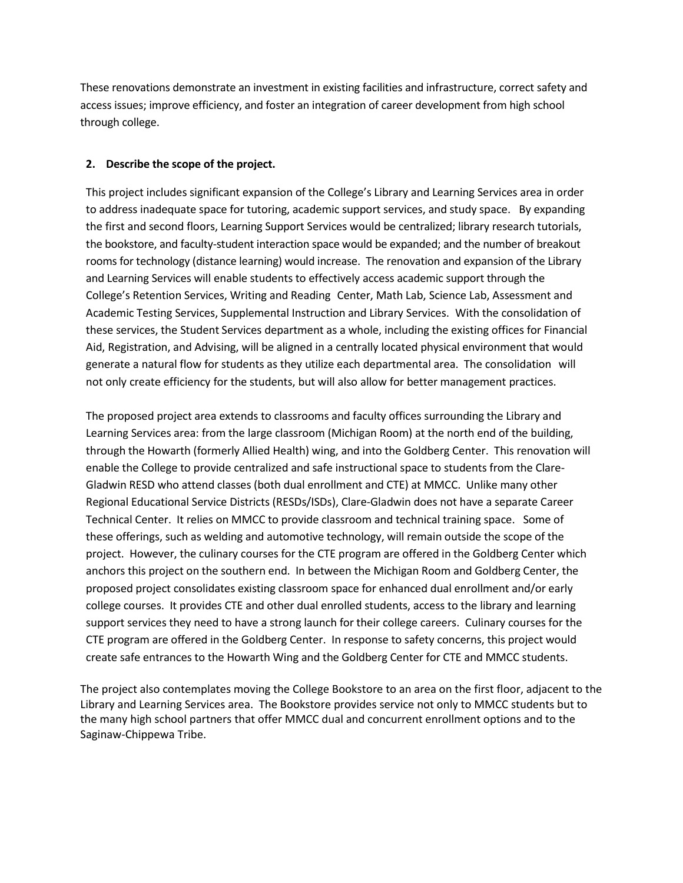These renovations demonstrate an investment in existing facilities and infrastructure, correct safety and access issues; improve efficiency, and foster an integration of career development from high school through college.

**2. Describe the scope of the project.**

This project includes significant expansion of the College's Library and Learning Services area in order to address inadequate space for tutoring, academic support services, and study space. By expanding the first and second floors, Learning Support Services would be centralized; library research tutorials, the bookstore, and faculty-student interaction space would be expanded; and the number of breakout rooms for technology (distance learning) would increase. The renovation and expansion of the Library and Learning Services will enable students to effectively access academic support through the College's Retention Services, Writing and Reading Center, Math Lab, Science Lab, Assessment and Academic Testing Services, Supplemental Instruction and Library Services. With the consolidation of these services, the Student Services department as a whole, including the existing offices for Financial Aid, Registration, and Advising, will be aligned in a centrally located physical environment that would generate a natural flow for students as they utilize each departmental area. The consolidation will not only create efficiency for the students, but will also allow for better management practices.

The proposed project area extends to classrooms and faculty offices surrounding the Library and Learning Services area: from the large classroom (Michigan Room) at the north end of the building, through the Howarth (formerly Allied Health) wing, and into the Goldberg Center. This renovation will enable the College to provide centralized and safe instructional space to students from the Clare-Gladwin RESD who attend classes (both dual enrollment and CTE) at MMCC. Unlike many other Regional Educational Service Districts (RESDs/ISDs), Clare-Gladwin does not have a separate Career Technical Center. It relies on MMCC to provide classroom and technical training space. Some of these offerings, such as welding and automotive technology, will remain outside the scope of the project. However, the culinary courses for the CTE program are offered in the Goldberg Center which anchors this project on the southern end. In between the Michigan Room and Goldberg Center, the proposed project consolidates existing classroom space for enhanced dual enrollment and/or early college courses. It provides CTE and other dual enrolled students, access to the library and learning support services they need to have a strong launch for their college careers. Culinary courses for the CTE program are offered in the Goldberg Center. In response to safety concerns, this project would create safe entrances to the Howarth Wing and the Goldberg Center for CTE and MMCC students.

The project also contemplates moving the College Bookstore to an area on the first floor, adjacent to the Library and Learning Services area. The Bookstore provides service not only to MMCC students but to the many high school partners that offer MMCC dual and concurrent enrollment options and to the Saginaw-Chippewa Tribe.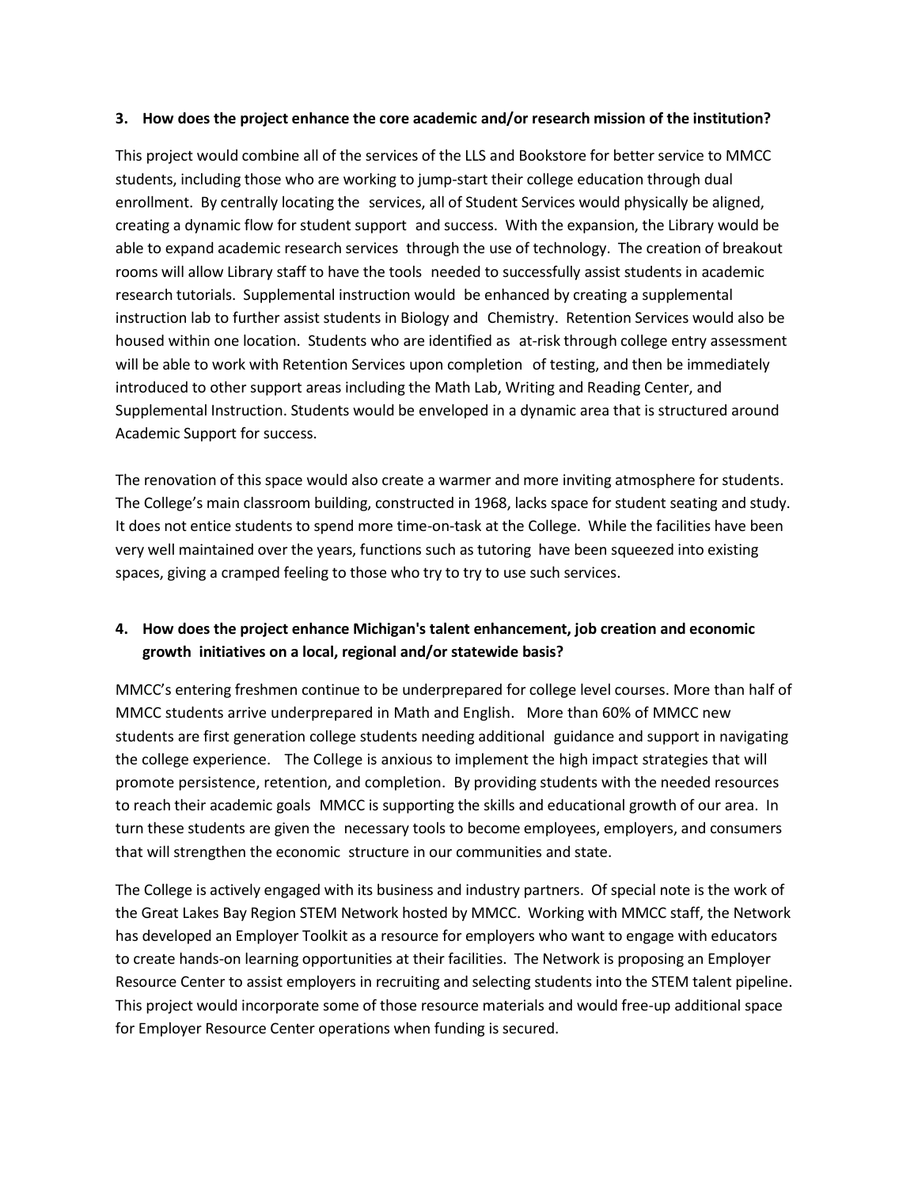**3. How does the project enhance the core academic and/or research mission of the institution?**

This project would combine all of the services of the LLS and Bookstore for better service to MMCC students, including those who are working to jump-start their college education through dual enrollment. By centrally locating the services, all of Student Services would physically be aligned, creating a dynamic flow for student support and success. With the expansion, the Library would be able to expand academic research services through the use of technology. The creation of breakout rooms will allow Library staff to have the tools needed to successfully assist students in academic research tutorials. Supplemental instruction would be enhanced by creating a supplemental instruction lab to further assist students in Biology and Chemistry. Retention Services would also be housed within one location. Students who are identified as at-risk through college entry assessment will be able to work with Retention Services upon completion of testing, and then be immediately introduced to other support areas including the Math Lab, Writing and Reading Center, and Supplemental Instruction. Students would be enveloped in a dynamic area that is structured around Academic Support for success.

The renovation of this space would also create a warmer and more inviting atmosphere for students. The College's main classroom building, constructed in 1968, lacks space for student seating and study. It does not entice students to spend more time-on-task at the College. While the facilities have been very well maintained over the years, functions such as tutoring have been squeezed into existing spaces, giving a cramped feeling to those who try to try to use such services.

**4. How does the project enhance Michigan's talent enhancement, job creation and economic growth initiatives on a local, regional and/or statewide basis?**

MMCC's entering freshmen continue to be underprepared for college level courses. More than half of MMCC students arrive underprepared in Math and English. More than 60% of MMCC new students are first generation college students needing additional guidance and support in navigating the college experience. The College is anxious to implement the high impact strategies that will promote persistence, retention, and completion. By providing students with the needed resources to reach their academic goals MMCC is supporting the skills and educational growth of our area. In turn these students are given the necessary tools to become employees, employers, and consumers that will strengthen the economic structure in our communities and state.

The College is actively engaged with its business and industry partners. Of special note is the work of the Great Lakes Bay Region STEM Network hosted by MMCC. Working with MMCC staff, the Network has developed an Employer Toolkit as a resource for employers who want to engage with educators to create hands-on learning opportunities at their facilities. The Network is proposing an Employer Resource Center to assist employers in recruiting and selecting students into the STEM talent pipeline. This project would incorporate some of those resource materials and would free-up additional space for Employer Resource Center operations when funding is secured.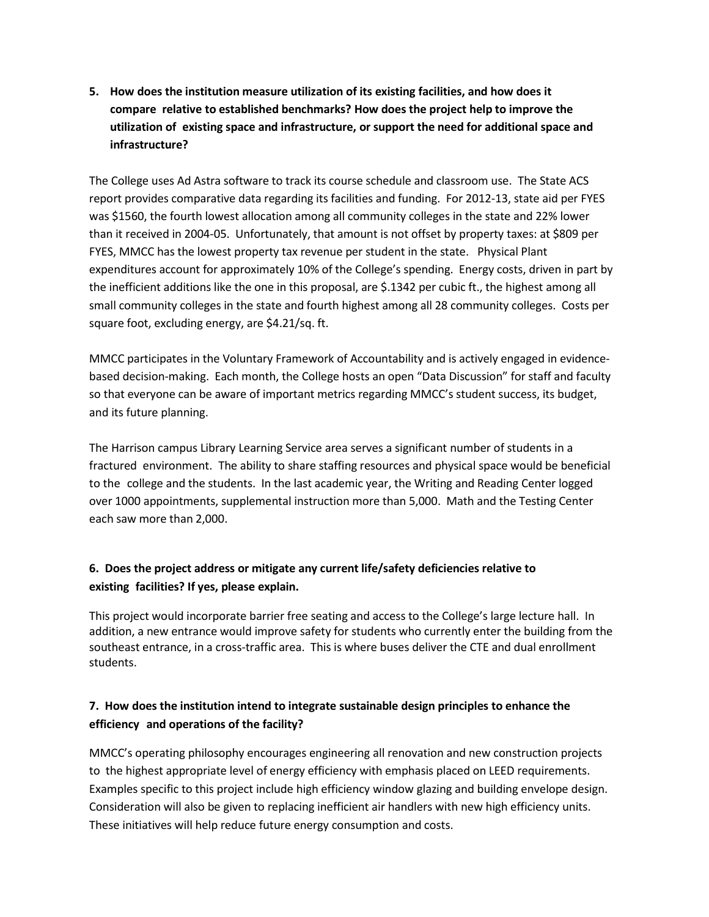**5. How does the institution measure utilization of its existing facilities, and how does it compare relative to established benchmarks? How does the project help to improve the utilization of existing space and infrastructure, or support the need for additional space and infrastructure?**

The College uses Ad Astra software to track its course schedule and classroom use. The State ACS report provides comparative data regarding its facilities and funding. For 2012-13, state aid per FYES was $1560, the fourth lowest allocation among all community colleges in the state and 22% lower than it received in 2004-05. Unfortunately, that amount is not offset by property taxes: at $809 per FYES, MMCC has the lowest property tax revenue per student in the state. Physical Plant expenditures account for approximately 10% of the College's spending. Energy costs, driven in part by the inefficient additions like the one in this proposal, are $.1342 per cubic ft., the highest among all small community colleges in the state and fourth highest among all 28 community colleges. Costs per square foot, excluding energy, are $4.21/sq. ft.

MMCC participates in the Voluntary Framework of Accountability and is actively engaged in evidence-based decision-making. Each month, the College hosts an open "Data Discussion" for staff and faculty so that everyone can be aware of important metrics regarding MMCC's student success, its budget, and its future planning.

The Harrison campus Library Learning Service area serves a significant number of students in a fractured environment. The ability to share staffing resources and physical space would be beneficial to the college and the students. In the last academic year, the Writing and Reading Center logged over 1000 appointments, supplemental instruction more than 5,000. Math and the Testing Center each saw more than 2,000.

**6. Does the project address or mitigate any current life/safety deficiencies relative to existing facilities? If yes, please explain.**

This project would incorporate barrier free seating and access to the College's large lecture hall. In addition, a new entrance would improve safety for students who currently enter the building from the southeast entrance, in a cross-traffic area. This is where buses deliver the CTE and dual enrollment students.

**7. How does the institution intend to integrate sustainable design principles to enhance the efficiency and operations of the facility?**

MMCC's operating philosophy encourages engineering all renovation and new construction projects to the highest appropriate level of energy efficiency with emphasis placed on LEED requirements. Examples specific to this project include high efficiency window glazing and building envelope design. Consideration will also be given to replacing inefficient air handlers with new high efficiency units. These initiatives will help reduce future energy consumption and costs.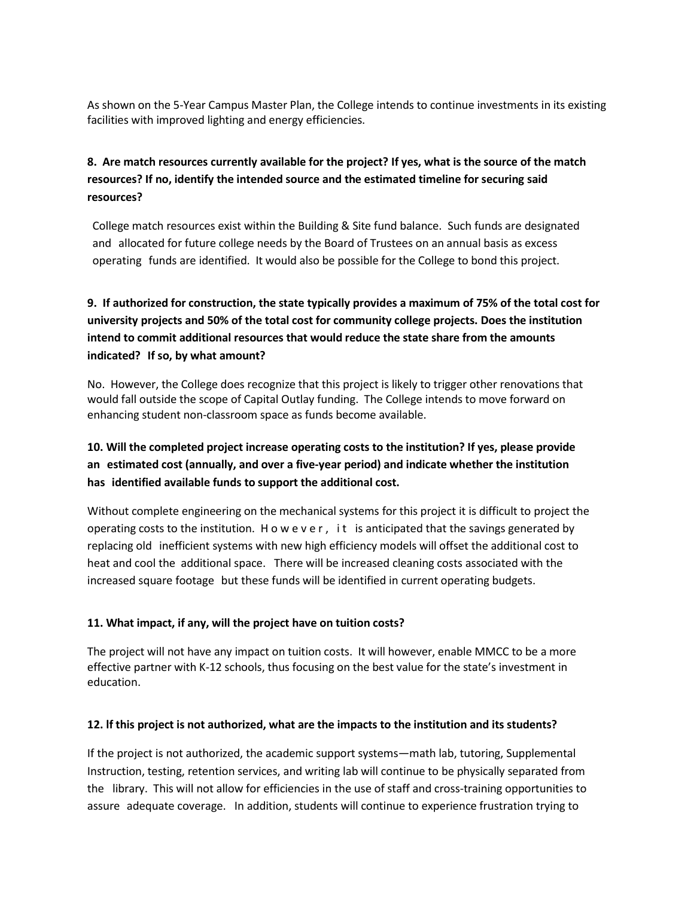As shown on the 5-Year Campus Master Plan, the College intends to continue investments in its existing facilities with improved lighting and energy efficiencies.

**8. Are match resources currently available for the project? If yes, what is the source of the match resources? If no, identify the intended source and the estimated timeline for securing said resources?**

College match resources exist within the Building & Site fund balance. Such funds are designated and allocated for future college needs by the Board of Trustees on an annual basis as excess operating funds are identified. It would also be possible for the College to bond this project.

**9. If authorized for construction, the state typically provides a maximum of 75% of the total cost for university projects and 50% of the total cost for community college projects. Does the institution intend to commit additional resources that would reduce the state share from the amounts indicated? If so, by what amount?**

No. However, the College does recognize that this project is likely to trigger other renovations that would fall outside the scope of Capital Outlay funding. The College intends to move forward on enhancing student non-classroom space as funds become available.

**10. Will the completed project increase operating costs to the institution? If yes, please provide an estimated cost (annually, and over a five-year period) and indicate whether the institution has identified available funds to support the additional cost.**

Without complete engineering on the mechanical systems for this project it is difficult to project the operating costs to the institution. However, it is anticipated that the savings generated by replacing old inefficient systems with new high efficiency models will offset the additional cost to heat and cool the additional space. There will be increased cleaning costs associated with the increased square footage but these funds will be identified in current operating budgets.

**11. What impact, if any, will the project have on tuition costs?**

The project will not have any impact on tuition costs. It will however, enable MMCC to be a more effective partner with K-12 schools, thus focusing on the best value for the state's investment in education.

**12. If this project is not authorized, what are the impacts to the institution and its students?**

If the project is not authorized, the academic support systems—math lab, tutoring, Supplemental Instruction, testing, retention services, and writing lab will continue to be physically separated from the library. This will not allow for efficiencies in the use of staff and cross-training opportunities to assure adequate coverage. In addition, students will continue to experience frustration trying to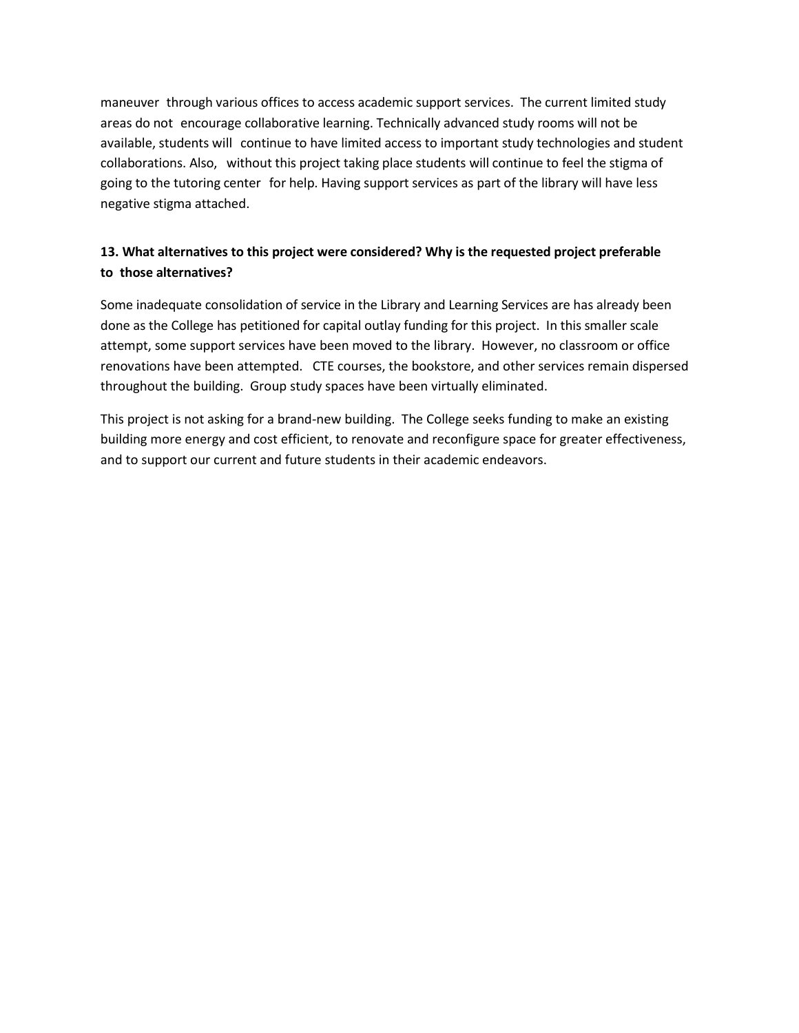maneuver through various offices to access academic support services. The current limited study areas do not encourage collaborative learning. Technically advanced study rooms will not be available, students will continue to have limited access to important study technologies and student collaborations. Also, without this project taking place students will continue to feel the stigma of going to the tutoring center for help. Having support services as part of the library will have less negative stigma attached.

**13. What alternatives to this project were considered? Why is the requested project preferable to those alternatives?**

Some inadequate consolidation of service in the Library and Learning Services are has already been done as the College has petitioned for capital outlay funding for this project. In this smaller scale attempt, some support services have been moved to the library. However, no classroom or office renovations have been attempted. CTE courses, the bookstore, and other services remain dispersed throughout the building. Group study spaces have been virtually eliminated.

This project is not asking for a brand-new building. The College seeks funding to make an existing building more energy and cost efficient, to renovate and reconfigure space for greater effectiveness, and to support our current and future students in their academic endeavors.